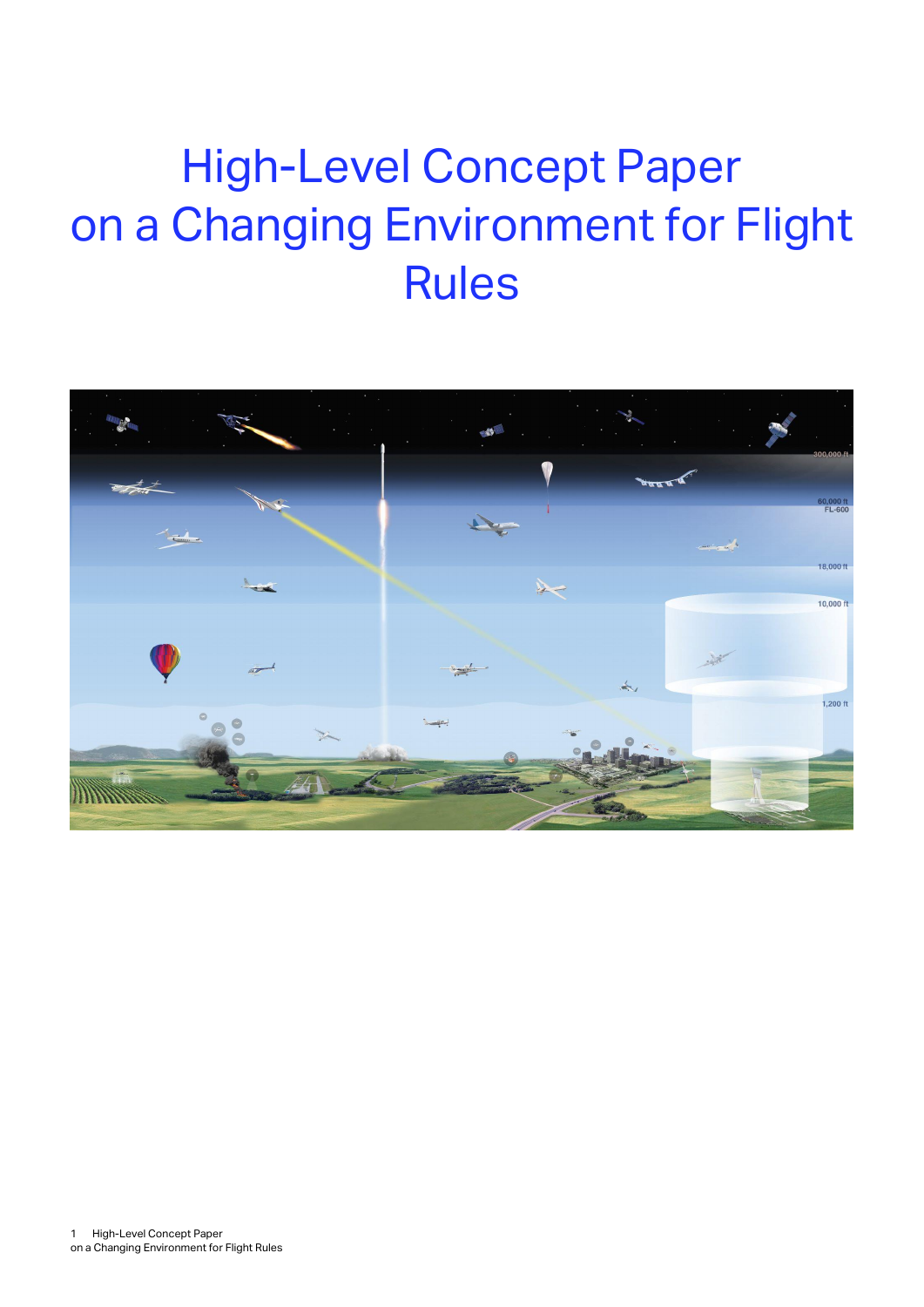# High-Level Concept Paper on a Changing Environment for Flight Rules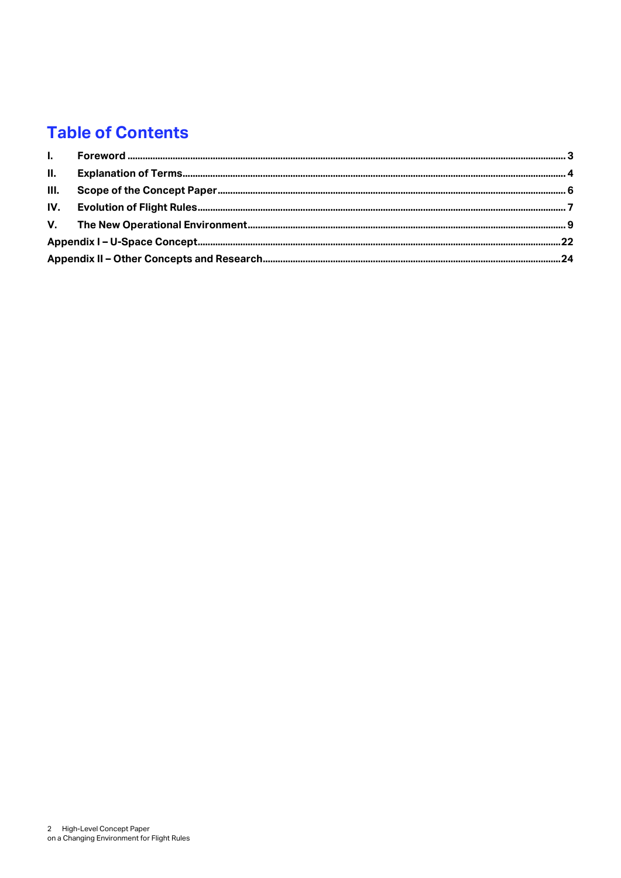# Table of Contents

I. Foreword ........................................................................................ 3

II. Explanation of Terms ........................................................................ 4

III. Scope of the Concept Paper ................................................................ 6

IV. Evolution of Flight Rules .................................................................... 7

V. The New Operational Environment ........................................................... 9

Appendix I – U-Space Concept ..................................................................... 22

Appendix II – Other Concepts and Research ...................................................... 24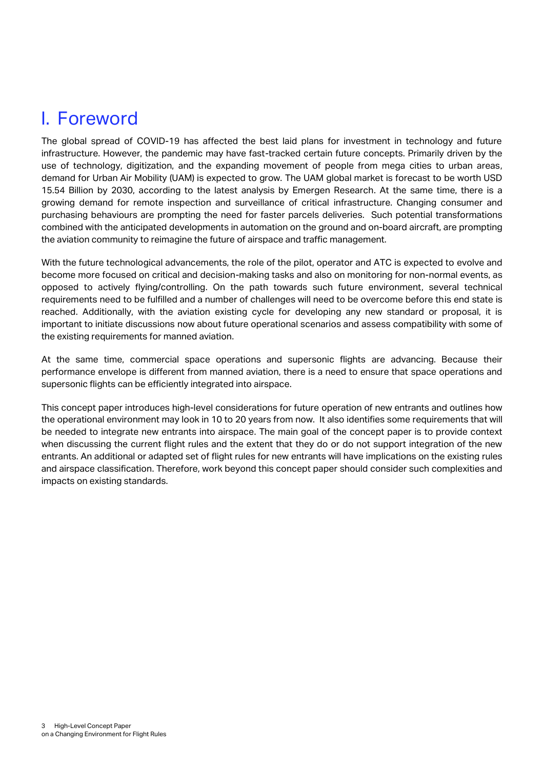# I. Foreword

The global spread of COVID-19 has affected the best laid plans for investment in technology and future infrastructure. However, the pandemic may have fast-tracked certain future concepts. Primarily driven by the use of technology, digitization, and the expanding movement of people from mega cities to urban areas, demand for Urban Air Mobility (UAM) is expected to grow. The UAM global market is forecast to be worth USD 15.54 Billion by 2030, according to the latest analysis by Emergen Research. At the same time, there is a growing demand for remote inspection and surveillance of critical infrastructure. Changing consumer and purchasing behaviours are prompting the need for faster parcels deliveries. Such potential transformations combined with the anticipated developments in automation on the ground and on-board aircraft, are prompting the aviation community to reimagine the future of airspace and traffic management.

With the future technological advancements, the role of the pilot, operator and ATC is expected to evolve and become more focused on critical and decision-making tasks and also on monitoring for non-normal events, as opposed to actively flying/controlling. On the path towards such future environment, several technical requirements need to be fulfilled and a number of challenges will need to be overcome before this end state is reached. Additionally, with the aviation existing cycle for developing any new standard or proposal, it is important to initiate discussions now about future operational scenarios and assess compatibility with some of the existing requirements for manned aviation.

At the same time, commercial space operations and supersonic flights are advancing. Because their performance envelope is different from manned aviation, there is a need to ensure that space operations and supersonic flights can be efficiently integrated into airspace.

This concept paper introduces high-level considerations for future operation of new entrants and outlines how the operational environment may look in 10 to 20 years from now. It also identifies some requirements that will be needed to integrate new entrants into airspace. The main goal of the concept paper is to provide context when discussing the current flight rules and the extent that they do or do not support integration of the new entrants. An additional or adapted set of flight rules for new entrants will have implications on the existing rules and airspace classification. Therefore, work beyond this concept paper should consider such complexities and impacts on existing standards.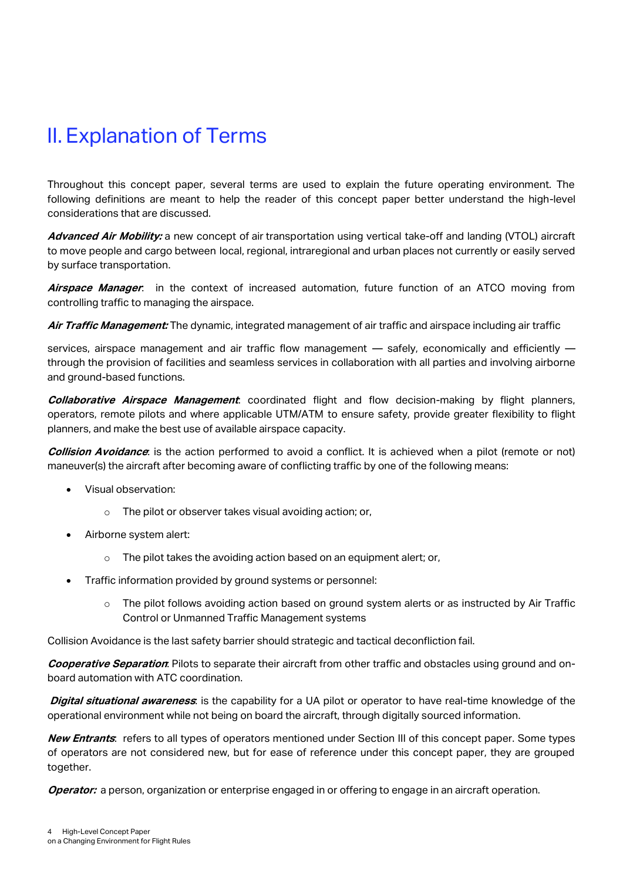# II. Explanation of Terms

Throughout this concept paper, several terms are used to explain the future operating environment. The following definitions are meant to help the reader of this concept paper better understand the high-level considerations that are discussed.

***Advanced Air Mobility:*** a new concept of air transportation using vertical take-off and landing (VTOL) aircraft to move people and cargo between local, regional, intraregional and urban places not currently or easily served by surface transportation.

***Airspace Manager***: in the context of increased automation, future function of an ATCO moving from controlling traffic to managing the airspace.

***Air Traffic Management:*** The dynamic, integrated management of air traffic and airspace including air traffic

services, airspace management and air traffic flow management — safely, economically and efficiently — through the provision of facilities and seamless services in collaboration with all parties and involving airborne and ground-based functions.

***Collaborative Airspace Management***: coordinated flight and flow decision-making by flight planners, operators, remote pilots and where applicable UTM/ATM to ensure safety, provide greater flexibility to flight planners, and make the best use of available airspace capacity.

***Collision Avoidance***: is the action performed to avoid a conflict. It is achieved when a pilot (remote or not) maneuver(s) the aircraft after becoming aware of conflicting traffic by one of the following means:

- Visual observation:
  - The pilot or observer takes visual avoiding action; or,
- Airborne system alert:
  - The pilot takes the avoiding action based on an equipment alert; or,
- Traffic information provided by ground systems or personnel:
  - The pilot follows avoiding action based on ground system alerts or as instructed by Air Traffic Control or Unmanned Traffic Management systems

Collision Avoidance is the last safety barrier should strategic and tactical deconfliction fail.

***Cooperative Separation***: Pilots to separate their aircraft from other traffic and obstacles using ground and on-board automation with ATC coordination.

***Digital situational awareness***: is the capability for a UA pilot or operator to have real-time knowledge of the operational environment while not being on board the aircraft, through digitally sourced information.

***New Entrants***: refers to all types of operators mentioned under Section III of this concept paper. Some types of operators are not considered new, but for ease of reference under this concept paper, they are grouped together.

***Operator:*** a person, organization or enterprise engaged in or offering to engage in an aircraft operation.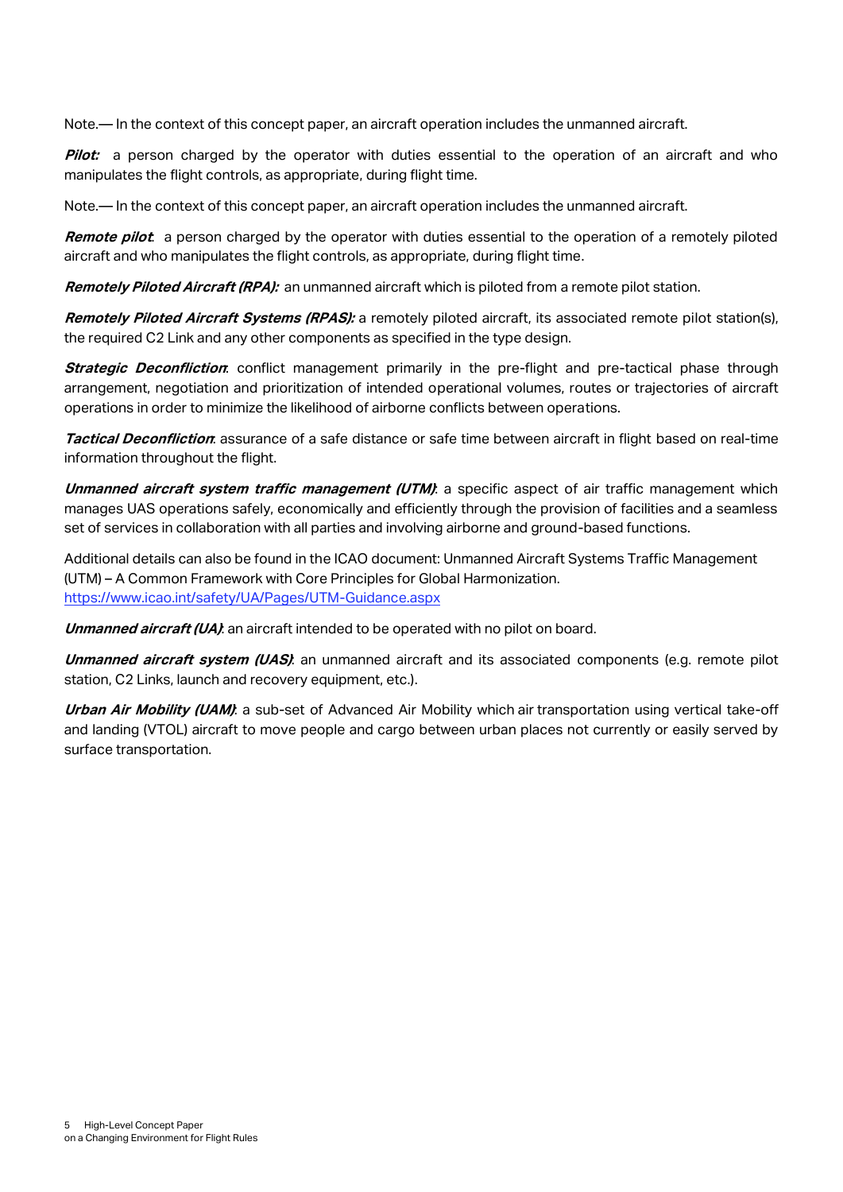Note.— In the context of this concept paper, an aircraft operation includes the unmanned aircraft.

***Pilot:*** a person charged by the operator with duties essential to the operation of an aircraft and who manipulates the flight controls, as appropriate, during flight time.

Note.— In the context of this concept paper, an aircraft operation includes the unmanned aircraft.

***Remote pilot***: a person charged by the operator with duties essential to the operation of a remotely piloted aircraft and who manipulates the flight controls, as appropriate, during flight time.

***Remotely Piloted Aircraft (RPA):*** an unmanned aircraft which is piloted from a remote pilot station.

***Remotely Piloted Aircraft Systems (RPAS):*** a remotely piloted aircraft, its associated remote pilot station(s), the required C2 Link and any other components as specified in the type design.

***Strategic Deconfliction***: conflict management primarily in the pre-flight and pre-tactical phase through arrangement, negotiation and prioritization of intended operational volumes, routes or trajectories of aircraft operations in order to minimize the likelihood of airborne conflicts between operations.

***Tactical Deconfliction***: assurance of a safe distance or safe time between aircraft in flight based on real-time information throughout the flight.

***Unmanned aircraft system traffic management (UTM)***: a specific aspect of air traffic management which manages UAS operations safely, economically and efficiently through the provision of facilities and a seamless set of services in collaboration with all parties and involving airborne and ground-based functions.

Additional details can also be found in the ICAO document: Unmanned Aircraft Systems Traffic Management (UTM) – A Common Framework with Core Principles for Global Harmonization.
[https://www.icao.int/safety/UA/Pages/UTM-Guidance.aspx](https://www.icao.int/safety/UA/Pages/UTM-Guidance.aspx)

***Unmanned aircraft (UA)***: an aircraft intended to be operated with no pilot on board.

***Unmanned aircraft system (UAS)***: an unmanned aircraft and its associated components (e.g. remote pilot station, C2 Links, launch and recovery equipment, etc.).

***Urban Air Mobility (UAM)***: a sub-set of Advanced Air Mobility which air transportation using vertical take-off and landing (VTOL) aircraft to move people and cargo between urban places not currently or easily served by surface transportation.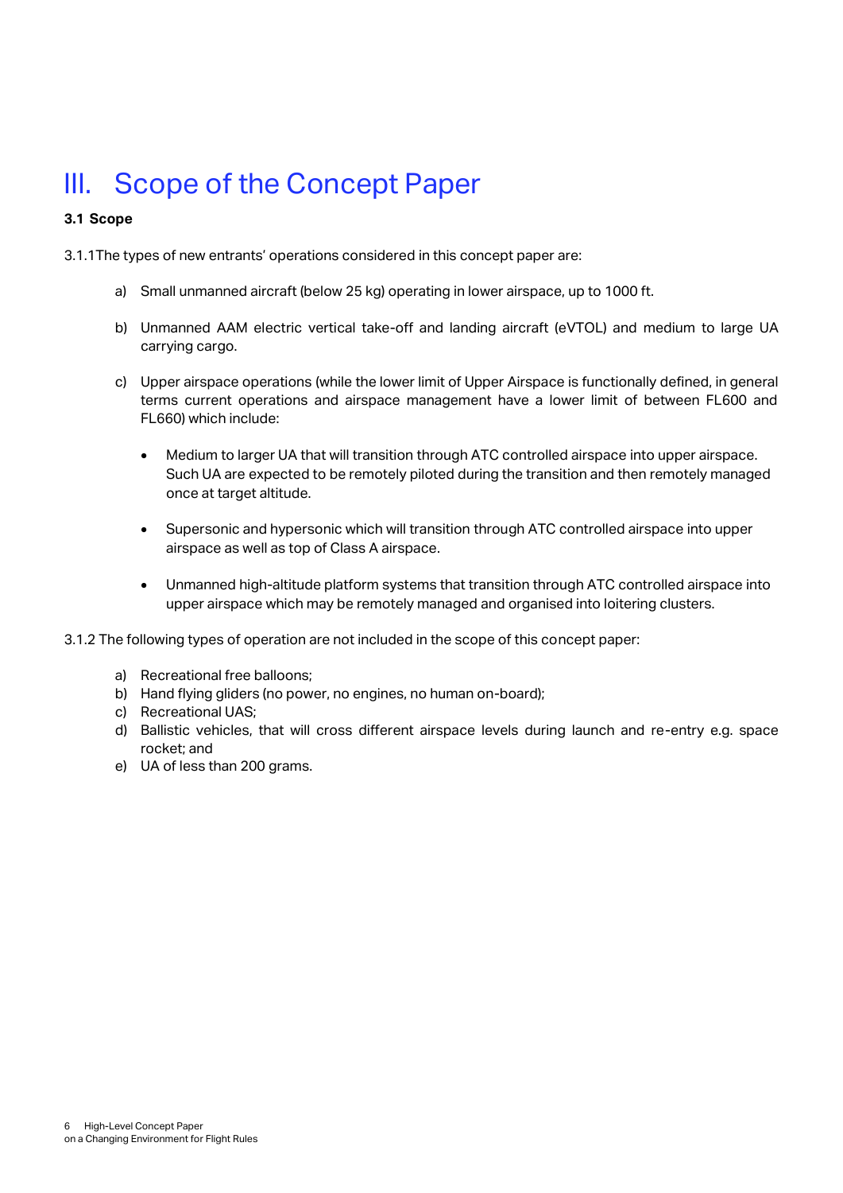# III. Scope of the Concept Paper

### 3.1 Scope

3.1.1 The types of new entrants' operations considered in this concept paper are:

a) Small unmanned aircraft (below 25 kg) operating in lower airspace, up to 1000 ft.

b) Unmanned AAM electric vertical take-off and landing aircraft (eVTOL) and medium to large UA carrying cargo.

c) Upper airspace operations (while the lower limit of Upper Airspace is functionally defined, in general terms current operations and airspace management have a lower limit of between FL600 and FL660) which include:

- Medium to larger UA that will transition through ATC controlled airspace into upper airspace. Such UA are expected to be remotely piloted during the transition and then remotely managed once at target altitude.
- Supersonic and hypersonic which will transition through ATC controlled airspace into upper airspace as well as top of Class A airspace.
- Unmanned high-altitude platform systems that transition through ATC controlled airspace into upper airspace which may be remotely managed and organised into loitering clusters.

3.1.2 The following types of operation are not included in the scope of this concept paper:

a) Recreational free balloons;
b) Hand flying gliders (no power, no engines, no human on-board);
c) Recreational UAS;
d) Ballistic vehicles, that will cross different airspace levels during launch and re-entry e.g. space rocket; and
e) UA of less than 200 grams.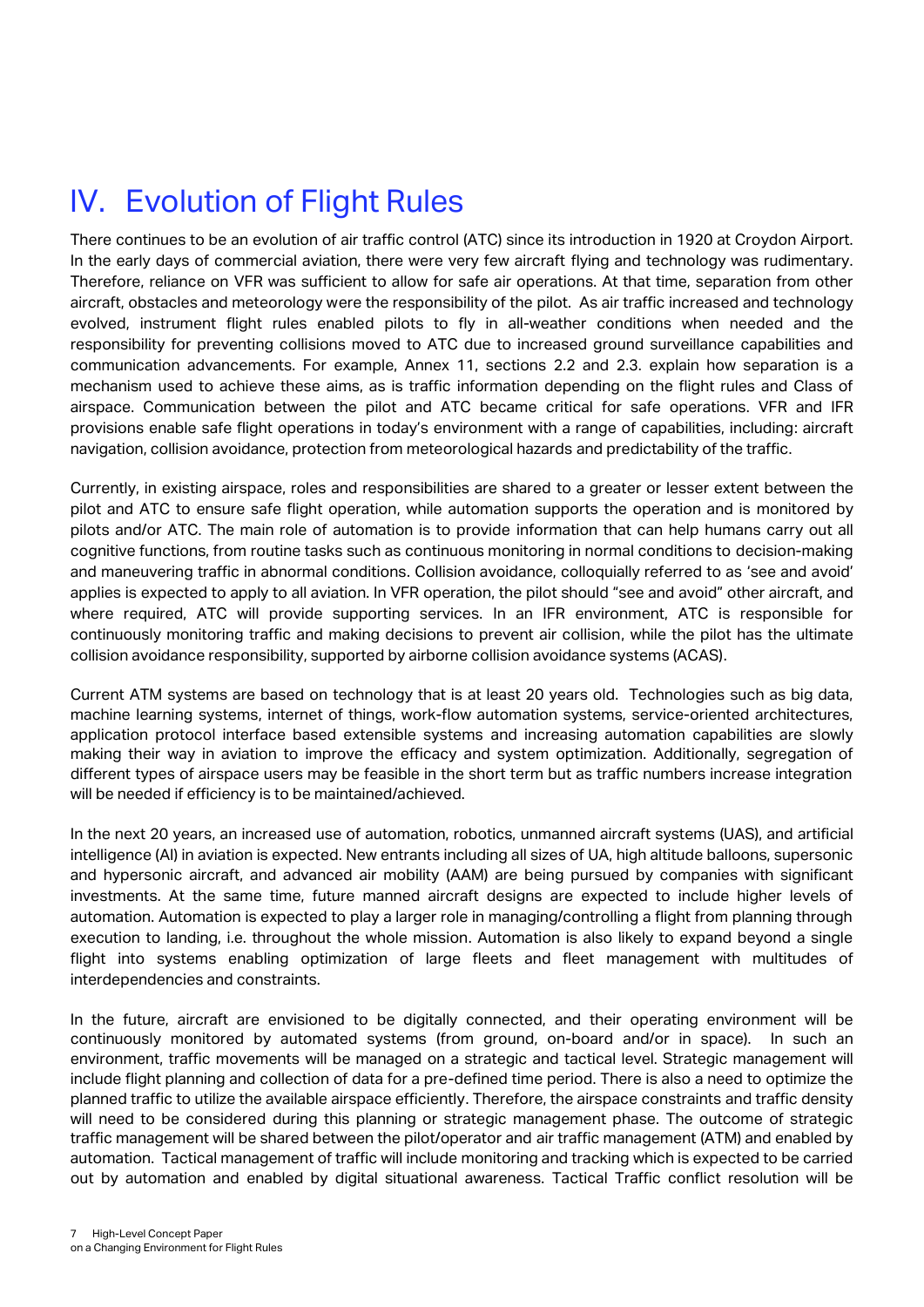# IV. Evolution of Flight Rules

There continues to be an evolution of air traffic control (ATC) since its introduction in 1920 at Croydon Airport. In the early days of commercial aviation, there were very few aircraft flying and technology was rudimentary. Therefore, reliance on VFR was sufficient to allow for safe air operations. At that time, separation from other aircraft, obstacles and meteorology were the responsibility of the pilot. As air traffic increased and technology evolved, instrument flight rules enabled pilots to fly in all-weather conditions when needed and the responsibility for preventing collisions moved to ATC due to increased ground surveillance capabilities and communication advancements. For example, Annex 11, sections 2.2 and 2.3. explain how separation is a mechanism used to achieve these aims, as is traffic information depending on the flight rules and Class of airspace. Communication between the pilot and ATC became critical for safe operations. VFR and IFR provisions enable safe flight operations in today's environment with a range of capabilities, including: aircraft navigation, collision avoidance, protection from meteorological hazards and predictability of the traffic.

Currently, in existing airspace, roles and responsibilities are shared to a greater or lesser extent between the pilot and ATC to ensure safe flight operation, while automation supports the operation and is monitored by pilots and/or ATC. The main role of automation is to provide information that can help humans carry out all cognitive functions, from routine tasks such as continuous monitoring in normal conditions to decision-making and maneuvering traffic in abnormal conditions. Collision avoidance, colloquially referred to as 'see and avoid' applies is expected to apply to all aviation. In VFR operation, the pilot should "see and avoid" other aircraft, and where required, ATC will provide supporting services. In an IFR environment, ATC is responsible for continuously monitoring traffic and making decisions to prevent air collision, while the pilot has the ultimate collision avoidance responsibility, supported by airborne collision avoidance systems (ACAS).

Current ATM systems are based on technology that is at least 20 years old. Technologies such as big data, machine learning systems, internet of things, work-flow automation systems, service-oriented architectures, application protocol interface based extensible systems and increasing automation capabilities are slowly making their way in aviation to improve the efficacy and system optimization. Additionally, segregation of different types of airspace users may be feasible in the short term but as traffic numbers increase integration will be needed if efficiency is to be maintained/achieved.

In the next 20 years, an increased use of automation, robotics, unmanned aircraft systems (UAS), and artificial intelligence (AI) in aviation is expected. New entrants including all sizes of UA, high altitude balloons, supersonic and hypersonic aircraft, and advanced air mobility (AAM) are being pursued by companies with significant investments. At the same time, future manned aircraft designs are expected to include higher levels of automation. Automation is expected to play a larger role in managing/controlling a flight from planning through execution to landing, i.e. throughout the whole mission. Automation is also likely to expand beyond a single flight into systems enabling optimization of large fleets and fleet management with multitudes of interdependencies and constraints.

In the future, aircraft are envisioned to be digitally connected, and their operating environment will be continuously monitored by automated systems (from ground, on-board and/or in space). In such an environment, traffic movements will be managed on a strategic and tactical level. Strategic management will include flight planning and collection of data for a pre-defined time period. There is also a need to optimize the planned traffic to utilize the available airspace efficiently. Therefore, the airspace constraints and traffic density will need to be considered during this planning or strategic management phase. The outcome of strategic traffic management will be shared between the pilot/operator and air traffic management (ATM) and enabled by automation. Tactical management of traffic will include monitoring and tracking which is expected to be carried out by automation and enabled by digital situational awareness. Tactical Traffic conflict resolution will be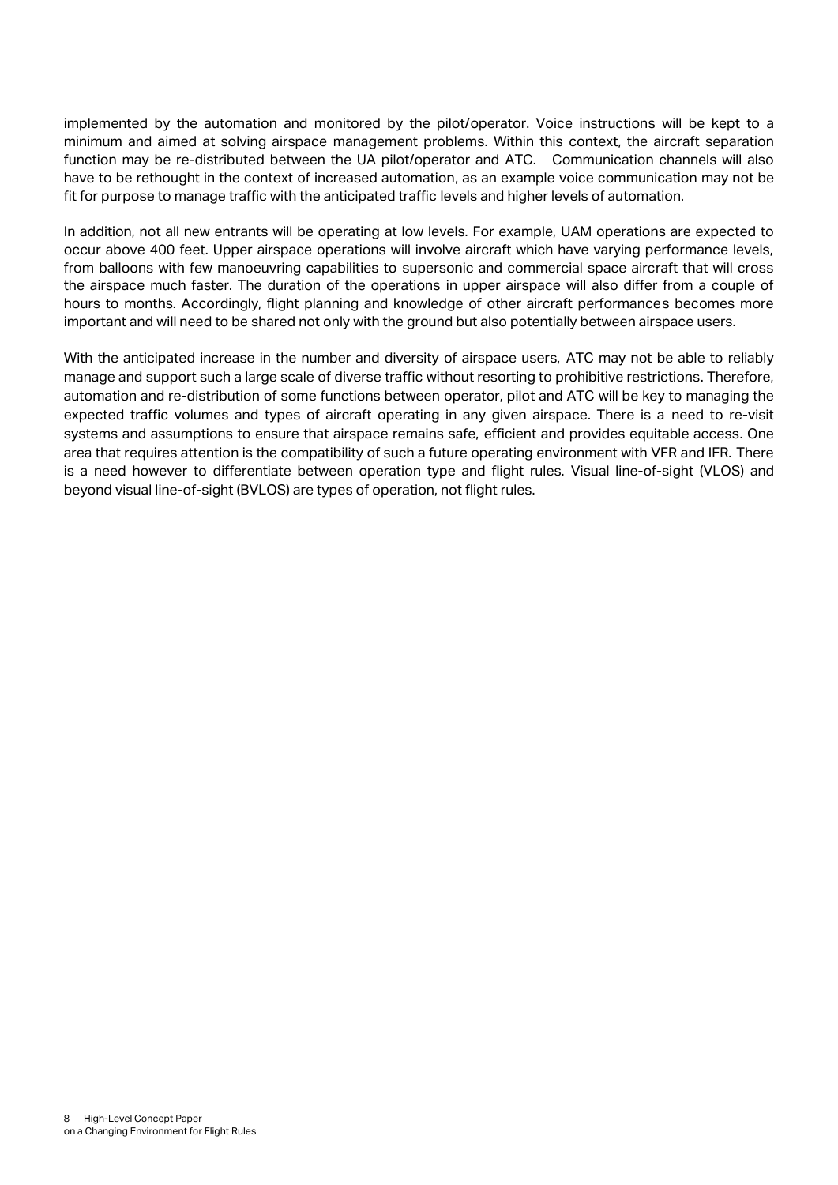implemented by the automation and monitored by the pilot/operator. Voice instructions will be kept to a minimum and aimed at solving airspace management problems. Within this context, the aircraft separation function may be re-distributed between the UA pilot/operator and ATC. Communication channels will also have to be rethought in the context of increased automation, as an example voice communication may not be fit for purpose to manage traffic with the anticipated traffic levels and higher levels of automation.

In addition, not all new entrants will be operating at low levels. For example, UAM operations are expected to occur above 400 feet. Upper airspace operations will involve aircraft which have varying performance levels, from balloons with few manoeuvring capabilities to supersonic and commercial space aircraft that will cross the airspace much faster. The duration of the operations in upper airspace will also differ from a couple of hours to months. Accordingly, flight planning and knowledge of other aircraft performances becomes more important and will need to be shared not only with the ground but also potentially between airspace users.

With the anticipated increase in the number and diversity of airspace users, ATC may not be able to reliably manage and support such a large scale of diverse traffic without resorting to prohibitive restrictions. Therefore, automation and re-distribution of some functions between operator, pilot and ATC will be key to managing the expected traffic volumes and types of aircraft operating in any given airspace. There is a need to re-visit systems and assumptions to ensure that airspace remains safe, efficient and provides equitable access. One area that requires attention is the compatibility of such a future operating environment with VFR and IFR. There is a need however to differentiate between operation type and flight rules. Visual line-of-sight (VLOS) and beyond visual line-of-sight (BVLOS) are types of operation, not flight rules.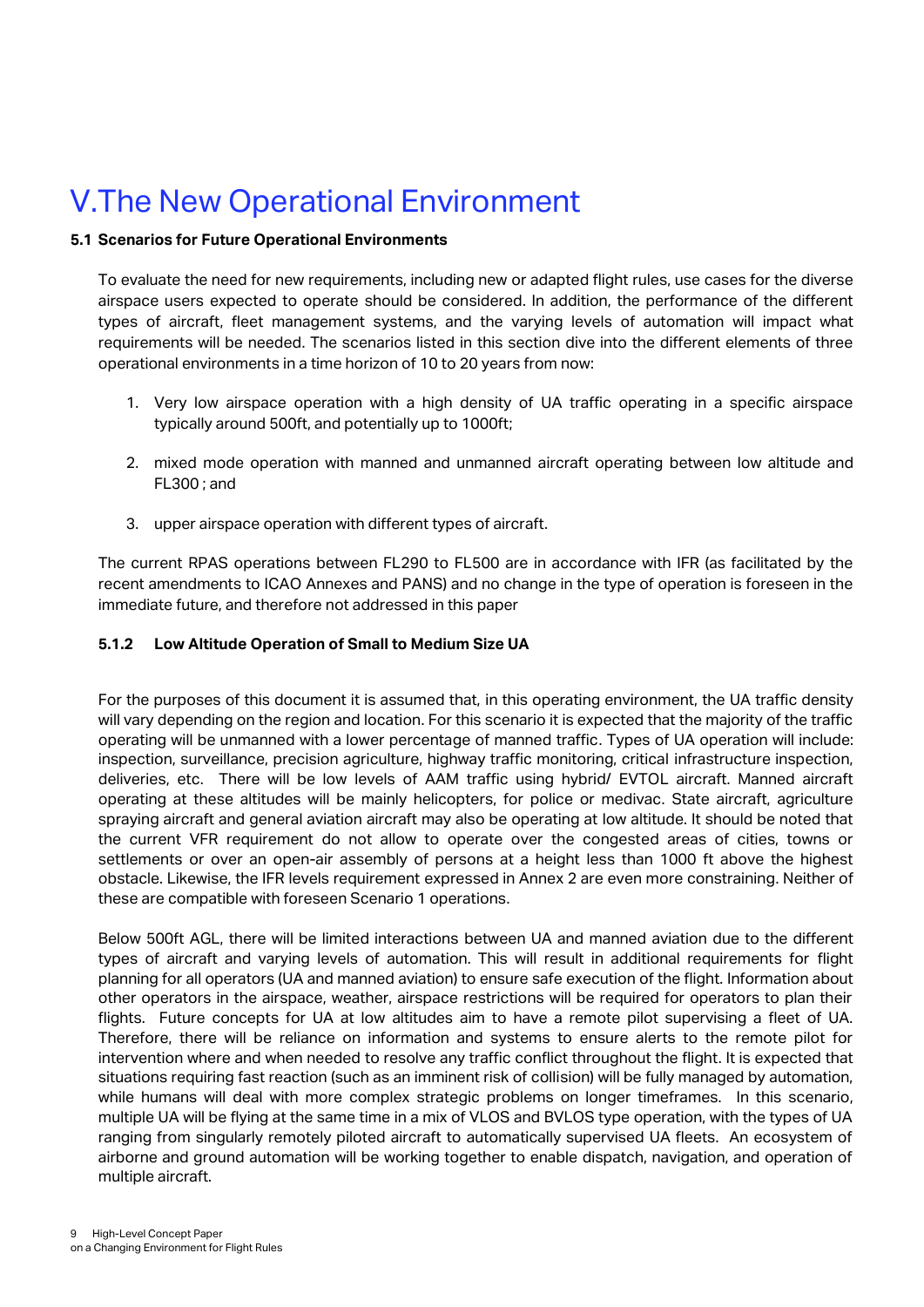# V.The New Operational Environment

**5.1 Scenarios for Future Operational Environments**

To evaluate the need for new requirements, including new or adapted flight rules, use cases for the diverse airspace users expected to operate should be considered. In addition, the performance of the different types of aircraft, fleet management systems, and the varying levels of automation will impact what requirements will be needed. The scenarios listed in this section dive into the different elements of three operational environments in a time horizon of 10 to 20 years from now:

1. Very low airspace operation with a high density of UA traffic operating in a specific airspace typically around 500ft, and potentially up to 1000ft;

2. mixed mode operation with manned and unmanned aircraft operating between low altitude and FL300 ; and

3. upper airspace operation with different types of aircraft.

The current RPAS operations between FL290 to FL500 are in accordance with IFR (as facilitated by the recent amendments to ICAO Annexes and PANS) and no change in the type of operation is foreseen in the immediate future, and therefore not addressed in this paper

**5.1.2 Low Altitude Operation of Small to Medium Size UA**

For the purposes of this document it is assumed that, in this operating environment, the UA traffic density will vary depending on the region and location. For this scenario it is expected that the majority of the traffic operating will be unmanned with a lower percentage of manned traffic. Types of UA operation will include: inspection, surveillance, precision agriculture, highway traffic monitoring, critical infrastructure inspection, deliveries, etc. There will be low levels of AAM traffic using hybrid/ EVTOL aircraft. Manned aircraft operating at these altitudes will be mainly helicopters, for police or medivac. State aircraft, agriculture spraying aircraft and general aviation aircraft may also be operating at low altitude. It should be noted that the current VFR requirement do not allow to operate over the congested areas of cities, towns or settlements or over an open-air assembly of persons at a height less than 1000 ft above the highest obstacle. Likewise, the IFR levels requirement expressed in Annex 2 are even more constraining. Neither of these are compatible with foreseen Scenario 1 operations.

Below 500ft AGL, there will be limited interactions between UA and manned aviation due to the different types of aircraft and varying levels of automation. This will result in additional requirements for flight planning for all operators (UA and manned aviation) to ensure safe execution of the flight. Information about other operators in the airspace, weather, airspace restrictions will be required for operators to plan their flights. Future concepts for UA at low altitudes aim to have a remote pilot supervising a fleet of UA. Therefore, there will be reliance on information and systems to ensure alerts to the remote pilot for intervention where and when needed to resolve any traffic conflict throughout the flight. It is expected that situations requiring fast reaction (such as an imminent risk of collision) will be fully managed by automation, while humans will deal with more complex strategic problems on longer timeframes. In this scenario, multiple UA will be flying at the same time in a mix of VLOS and BVLOS type operation, with the types of UA ranging from singularly remotely piloted aircraft to automatically supervised UA fleets. An ecosystem of airborne and ground automation will be working together to enable dispatch, navigation, and operation of multiple aircraft.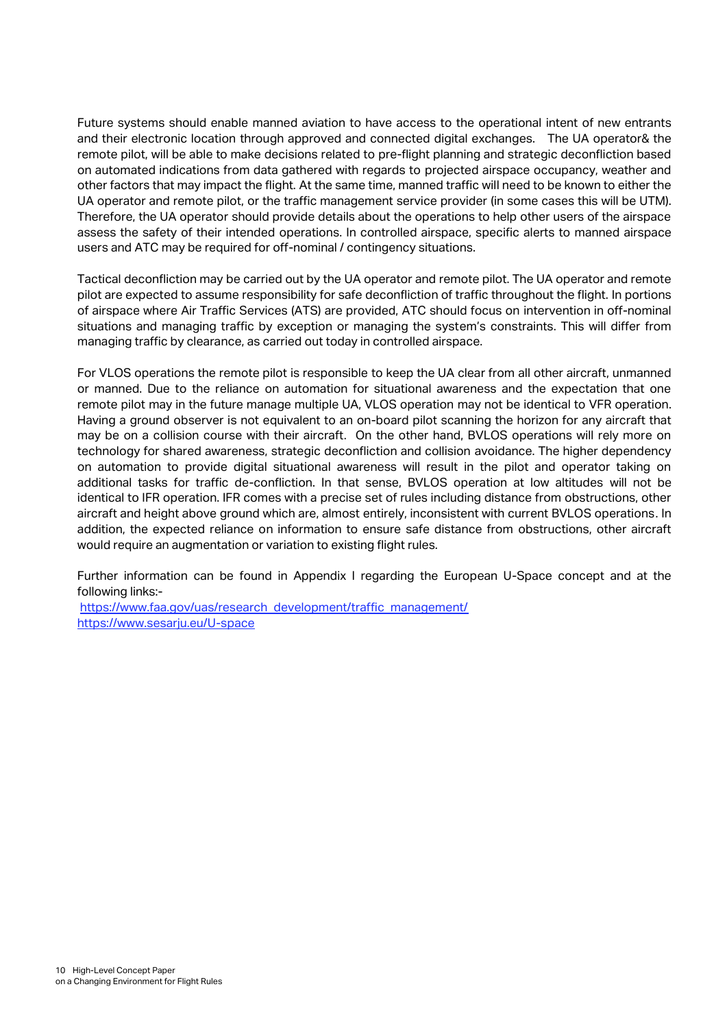Future systems should enable manned aviation to have access to the operational intent of new entrants and their electronic location through approved and connected digital exchanges. The UA operator& the remote pilot, will be able to make decisions related to pre-flight planning and strategic deconfliction based on automated indications from data gathered with regards to projected airspace occupancy, weather and other factors that may impact the flight. At the same time, manned traffic will need to be known to either the UA operator and remote pilot, or the traffic management service provider (in some cases this will be UTM). Therefore, the UA operator should provide details about the operations to help other users of the airspace assess the safety of their intended operations. In controlled airspace, specific alerts to manned airspace users and ATC may be required for off-nominal / contingency situations.

Tactical deconfliction may be carried out by the UA operator and remote pilot. The UA operator and remote pilot are expected to assume responsibility for safe deconfliction of traffic throughout the flight. In portions of airspace where Air Traffic Services (ATS) are provided, ATC should focus on intervention in off-nominal situations and managing traffic by exception or managing the system's constraints. This will differ from managing traffic by clearance, as carried out today in controlled airspace.

For VLOS operations the remote pilot is responsible to keep the UA clear from all other aircraft, unmanned or manned. Due to the reliance on automation for situational awareness and the expectation that one remote pilot may in the future manage multiple UA, VLOS operation may not be identical to VFR operation. Having a ground observer is not equivalent to an on-board pilot scanning the horizon for any aircraft that may be on a collision course with their aircraft. On the other hand, BVLOS operations will rely more on technology for shared awareness, strategic deconfliction and collision avoidance. The higher dependency on automation to provide digital situational awareness will result in the pilot and operator taking on additional tasks for traffic de-confliction. In that sense, BVLOS operation at low altitudes will not be identical to IFR operation. IFR comes with a precise set of rules including distance from obstructions, other aircraft and height above ground which are, almost entirely, inconsistent with current BVLOS operations. In addition, the expected reliance on information to ensure safe distance from obstructions, other aircraft would require an augmentation or variation to existing flight rules.

Further information can be found in Appendix I regarding the European U-Space concept and at the following links:-
https://www.faa.gov/uas/research_development/traffic_management/
https://www.sesarju.eu/U-space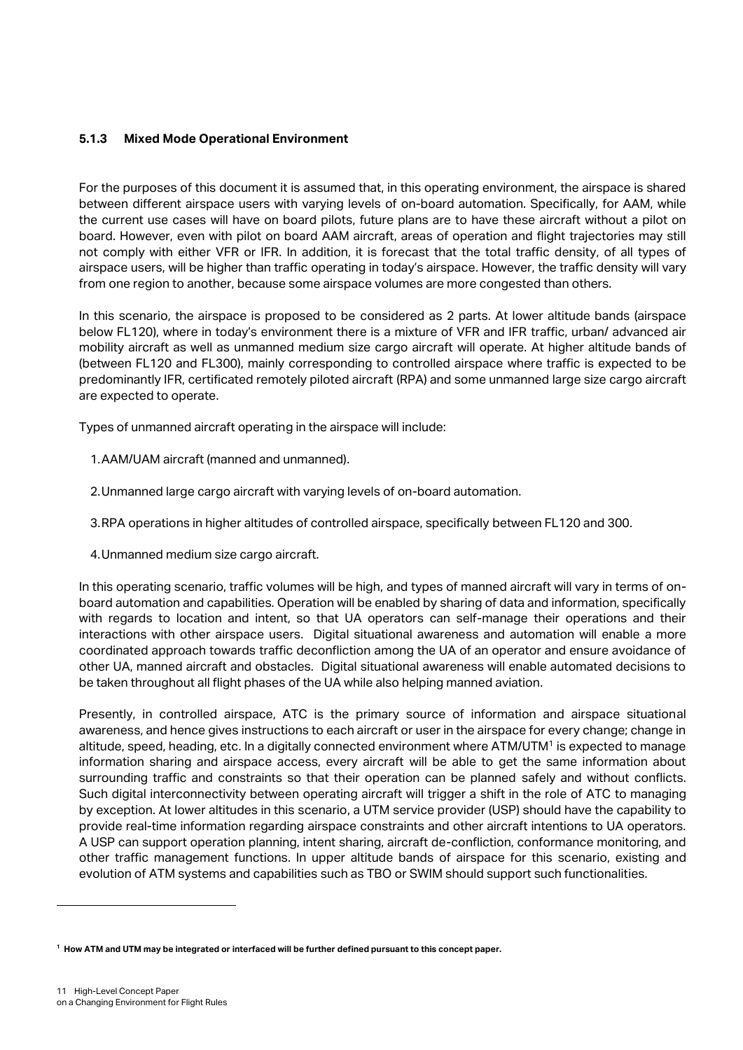### 5.1.3 Mixed Mode Operational Environment

For the purposes of this document it is assumed that, in this operating environment, the airspace is shared between different airspace users with varying levels of on-board automation. Specifically, for AAM, while the current use cases will have on board pilots, future plans are to have these aircraft without a pilot on board. However, even with pilot on board AAM aircraft, areas of operation and flight trajectories may still not comply with either VFR or IFR. In addition, it is forecast that the total traffic density, of all types of airspace users, will be higher than traffic operating in today's airspace. However, the traffic density will vary from one region to another, because some airspace volumes are more congested than others.

In this scenario, the airspace is proposed to be considered as 2 parts. At lower altitude bands (airspace below FL120), where in today's environment there is a mixture of VFR and IFR traffic, urban/ advanced air mobility aircraft as well as unmanned medium size cargo aircraft will operate. At higher altitude bands of (between FL120 and FL300), mainly corresponding to controlled airspace where traffic is expected to be predominantly IFR, certificated remotely piloted aircraft (RPA) and some unmanned large size cargo aircraft are expected to operate.

Types of unmanned aircraft operating in the airspace will include:

1. AAM/UAM aircraft (manned and unmanned).
2. Unmanned large cargo aircraft with varying levels of on-board automation.
3. RPA operations in higher altitudes of controlled airspace, specifically between FL120 and 300.
4. Unmanned medium size cargo aircraft.

In this operating scenario, traffic volumes will be high, and types of manned aircraft will vary in terms of on-board automation and capabilities. Operation will be enabled by sharing of data and information, specifically with regards to location and intent, so that UA operators can self-manage their operations and their interactions with other airspace users. Digital situational awareness and automation will enable a more coordinated approach towards traffic deconfliction among the UA of an operator and ensure avoidance of other UA, manned aircraft and obstacles. Digital situational awareness will enable automated decisions to be taken throughout all flight phases of the UA while also helping manned aviation.

Presently, in controlled airspace, ATC is the primary source of information and airspace situational awareness, and hence gives instructions to each aircraft or user in the airspace for every change; change in altitude, speed, heading, etc. In a digitally connected environment where ATM/UTM[1] is expected to manage information sharing and airspace access, every aircraft will be able to get the same information about surrounding traffic and constraints so that their operation can be planned safely and without conflicts. Such digital interconnectivity between operating aircraft will trigger a shift in the role of ATC to managing by exception. At lower altitudes in this scenario, a UTM service provider (USP) should have the capability to provide real-time information regarding airspace constraints and other aircraft intentions to UA operators. A USP can support operation planning, intent sharing, aircraft de-confliction, conformance monitoring, and other traffic management functions. In upper altitude bands of airspace for this scenario, existing and evolution of ATM systems and capabilities such as TBO or SWIM should support such functionalities.

---

[1] **How ATM and UTM may be integrated or interfaced will be further defined pursuant to this concept paper.**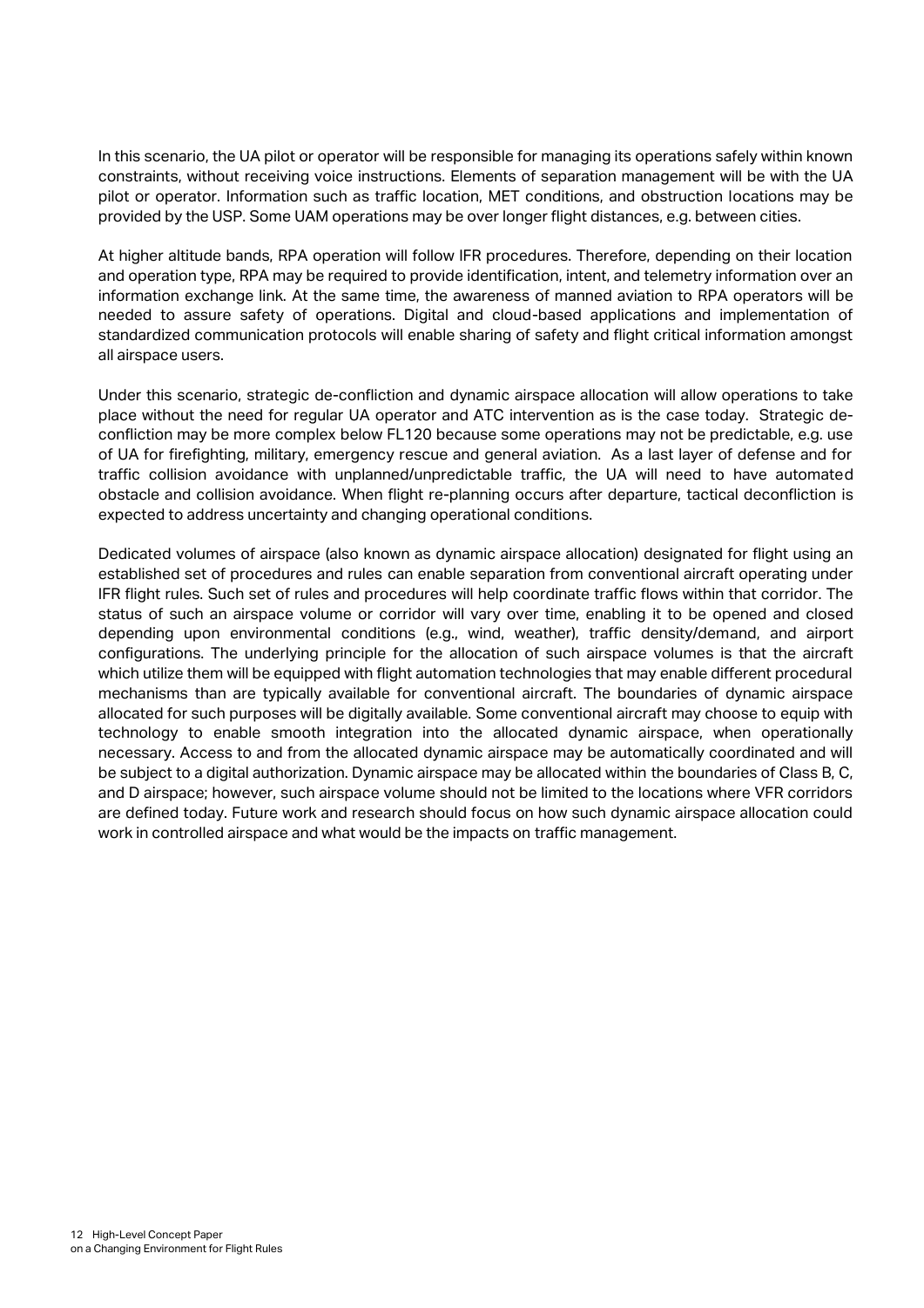In this scenario, the UA pilot or operator will be responsible for managing its operations safely within known constraints, without receiving voice instructions. Elements of separation management will be with the UA pilot or operator. Information such as traffic location, MET conditions, and obstruction locations may be provided by the USP. Some UAM operations may be over longer flight distances, e.g. between cities.

At higher altitude bands, RPA operation will follow IFR procedures. Therefore, depending on their location and operation type, RPA may be required to provide identification, intent, and telemetry information over an information exchange link. At the same time, the awareness of manned aviation to RPA operators will be needed to assure safety of operations. Digital and cloud-based applications and implementation of standardized communication protocols will enable sharing of safety and flight critical information amongst all airspace users.

Under this scenario, strategic de-confliction and dynamic airspace allocation will allow operations to take place without the need for regular UA operator and ATC intervention as is the case today. Strategic de-confliction may be more complex below FL120 because some operations may not be predictable, e.g. use of UA for firefighting, military, emergency rescue and general aviation. As a last layer of defense and for traffic collision avoidance with unplanned/unpredictable traffic, the UA will need to have automated obstacle and collision avoidance. When flight re-planning occurs after departure, tactical deconfliction is expected to address uncertainty and changing operational conditions.

Dedicated volumes of airspace (also known as dynamic airspace allocation) designated for flight using an established set of procedures and rules can enable separation from conventional aircraft operating under IFR flight rules. Such set of rules and procedures will help coordinate traffic flows within that corridor. The status of such an airspace volume or corridor will vary over time, enabling it to be opened and closed depending upon environmental conditions (e.g., wind, weather), traffic density/demand, and airport configurations. The underlying principle for the allocation of such airspace volumes is that the aircraft which utilize them will be equipped with flight automation technologies that may enable different procedural mechanisms than are typically available for conventional aircraft. The boundaries of dynamic airspace allocated for such purposes will be digitally available. Some conventional aircraft may choose to equip with technology to enable smooth integration into the allocated dynamic airspace, when operationally necessary. Access to and from the allocated dynamic airspace may be automatically coordinated and will be subject to a digital authorization. Dynamic airspace may be allocated within the boundaries of Class B, C, and D airspace; however, such airspace volume should not be limited to the locations where VFR corridors are defined today. Future work and research should focus on how such dynamic airspace allocation could work in controlled airspace and what would be the impacts on traffic management.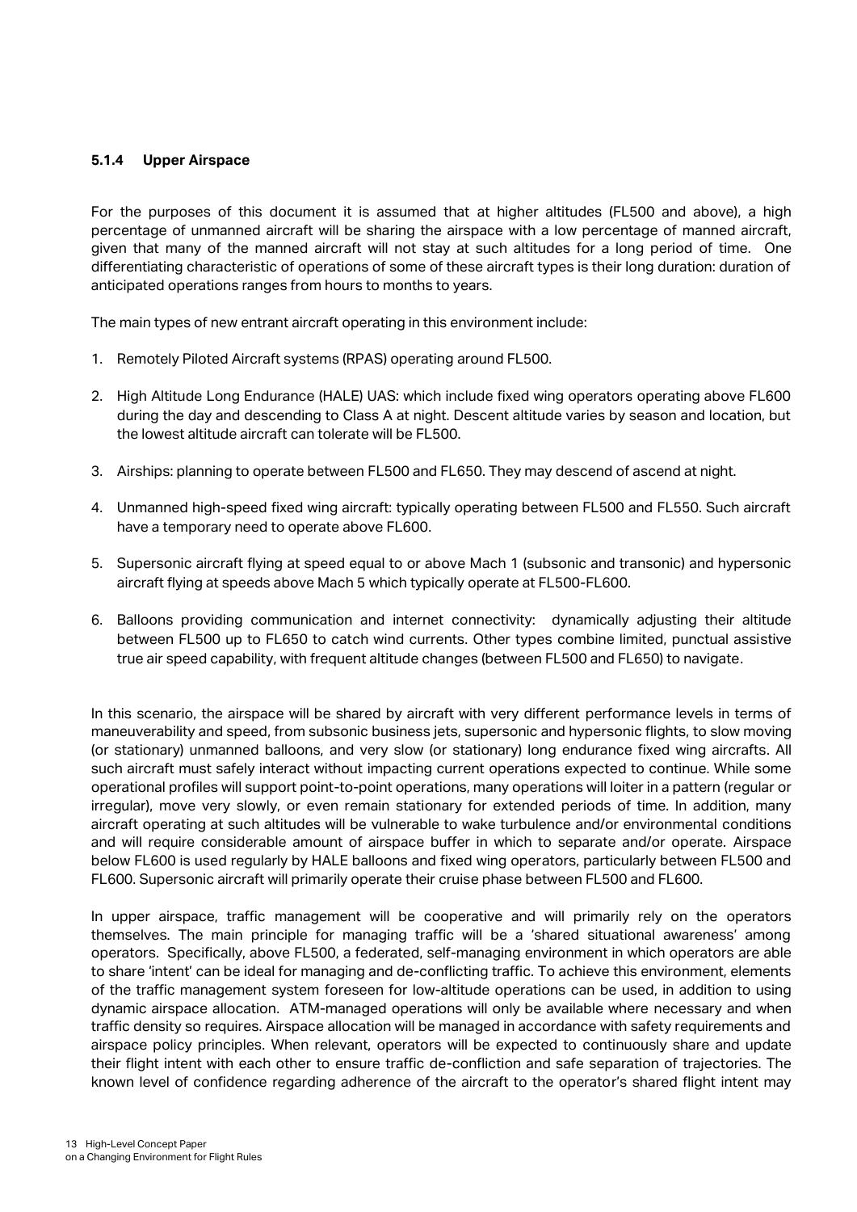### 5.1.4 Upper Airspace

For the purposes of this document it is assumed that at higher altitudes (FL500 and above), a high percentage of unmanned aircraft will be sharing the airspace with a low percentage of manned aircraft, given that many of the manned aircraft will not stay at such altitudes for a long period of time. One differentiating characteristic of operations of some of these aircraft types is their long duration: duration of anticipated operations ranges from hours to months to years.

The main types of new entrant aircraft operating in this environment include:

1. Remotely Piloted Aircraft systems (RPAS) operating around FL500.
2. High Altitude Long Endurance (HALE) UAS: which include fixed wing operators operating above FL600 during the day and descending to Class A at night. Descent altitude varies by season and location, but the lowest altitude aircraft can tolerate will be FL500.
3. Airships: planning to operate between FL500 and FL650. They may descend of ascend at night.
4. Unmanned high-speed fixed wing aircraft: typically operating between FL500 and FL550. Such aircraft have a temporary need to operate above FL600.
5. Supersonic aircraft flying at speed equal to or above Mach 1 (subsonic and transonic) and hypersonic aircraft flying at speeds above Mach 5 which typically operate at FL500-FL600.
6. Balloons providing communication and internet connectivity: dynamically adjusting their altitude between FL500 up to FL650 to catch wind currents. Other types combine limited, punctual assistive true air speed capability, with frequent altitude changes (between FL500 and FL650) to navigate.

In this scenario, the airspace will be shared by aircraft with very different performance levels in terms of maneuverability and speed, from subsonic business jets, supersonic and hypersonic flights, to slow moving (or stationary) unmanned balloons, and very slow (or stationary) long endurance fixed wing aircrafts. All such aircraft must safely interact without impacting current operations expected to continue. While some operational profiles will support point-to-point operations, many operations will loiter in a pattern (regular or irregular), move very slowly, or even remain stationary for extended periods of time. In addition, many aircraft operating at such altitudes will be vulnerable to wake turbulence and/or environmental conditions and will require considerable amount of airspace buffer in which to separate and/or operate. Airspace below FL600 is used regularly by HALE balloons and fixed wing operators, particularly between FL500 and FL600. Supersonic aircraft will primarily operate their cruise phase between FL500 and FL600.

In upper airspace, traffic management will be cooperative and will primarily rely on the operators themselves. The main principle for managing traffic will be a 'shared situational awareness' among operators. Specifically, above FL500, a federated, self-managing environment in which operators are able to share 'intent' can be ideal for managing and de-conflicting traffic. To achieve this environment, elements of the traffic management system foreseen for low-altitude operations can be used, in addition to using dynamic airspace allocation. ATM-managed operations will only be available where necessary and when traffic density so requires. Airspace allocation will be managed in accordance with safety requirements and airspace policy principles. When relevant, operators will be expected to continuously share and update their flight intent with each other to ensure traffic de-confliction and safe separation of trajectories. The known level of confidence regarding adherence of the aircraft to the operator's shared flight intent may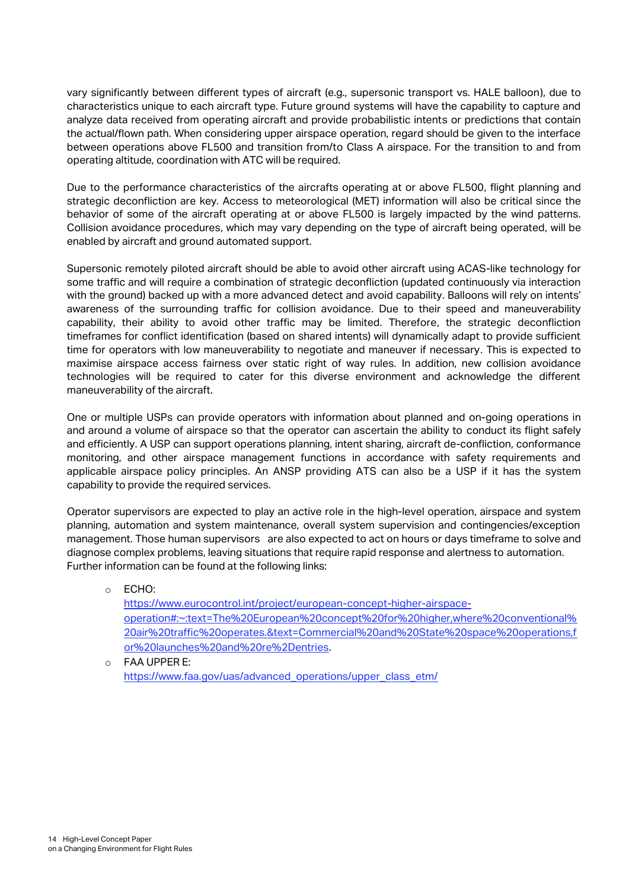vary significantly between different types of aircraft (e.g., supersonic transport vs. HALE balloon), due to characteristics unique to each aircraft type. Future ground systems will have the capability to capture and analyze data received from operating aircraft and provide probabilistic intents or predictions that contain the actual/flown path. When considering upper airspace operation, regard should be given to the interface between operations above FL500 and transition from/to Class A airspace. For the transition to and from operating altitude, coordination with ATC will be required.

Due to the performance characteristics of the aircrafts operating at or above FL500, flight planning and strategic deconfliction are key. Access to meteorological (MET) information will also be critical since the behavior of some of the aircraft operating at or above FL500 is largely impacted by the wind patterns. Collision avoidance procedures, which may vary depending on the type of aircraft being operated, will be enabled by aircraft and ground automated support.

Supersonic remotely piloted aircraft should be able to avoid other aircraft using ACAS-like technology for some traffic and will require a combination of strategic deconfliction (updated continuously via interaction with the ground) backed up with a more advanced detect and avoid capability. Balloons will rely on intents' awareness of the surrounding traffic for collision avoidance. Due to their speed and maneuverability capability, their ability to avoid other traffic may be limited. Therefore, the strategic deconfliction timeframes for conflict identification (based on shared intents) will dynamically adapt to provide sufficient time for operators with low maneuverability to negotiate and maneuver if necessary. This is expected to maximise airspace access fairness over static right of way rules. In addition, new collision avoidance technologies will be required to cater for this diverse environment and acknowledge the different maneuverability of the aircraft.

One or multiple USPs can provide operators with information about planned and on-going operations in and around a volume of airspace so that the operator can ascertain the ability to conduct its flight safely and efficiently. A USP can support operations planning, intent sharing, aircraft de-confliction, conformance monitoring, and other airspace management functions in accordance with safety requirements and applicable airspace policy principles. An ANSP providing ATS can also be a USP if it has the system capability to provide the required services.

Operator supervisors are expected to play an active role in the high-level operation, airspace and system planning, automation and system maintenance, overall system supervision and contingencies/exception management. Those human supervisors are also expected to act on hours or days timeframe to solve and diagnose complex problems, leaving situations that require rapid response and alertness to automation. Further information can be found at the following links:

- ECHO: https://www.eurocontrol.int/project/european-concept-higher-airspace-operation#:~:text=The%20European%20concept%20for%20higher,where%20conventional%20air%20traffic%20operates.&text=Commercial%20and%20State%20space%20operations,for%20launches%20and%20re%2Dentries.
- FAA UPPER E: https://www.faa.gov/uas/advanced_operations/upper_class_etm/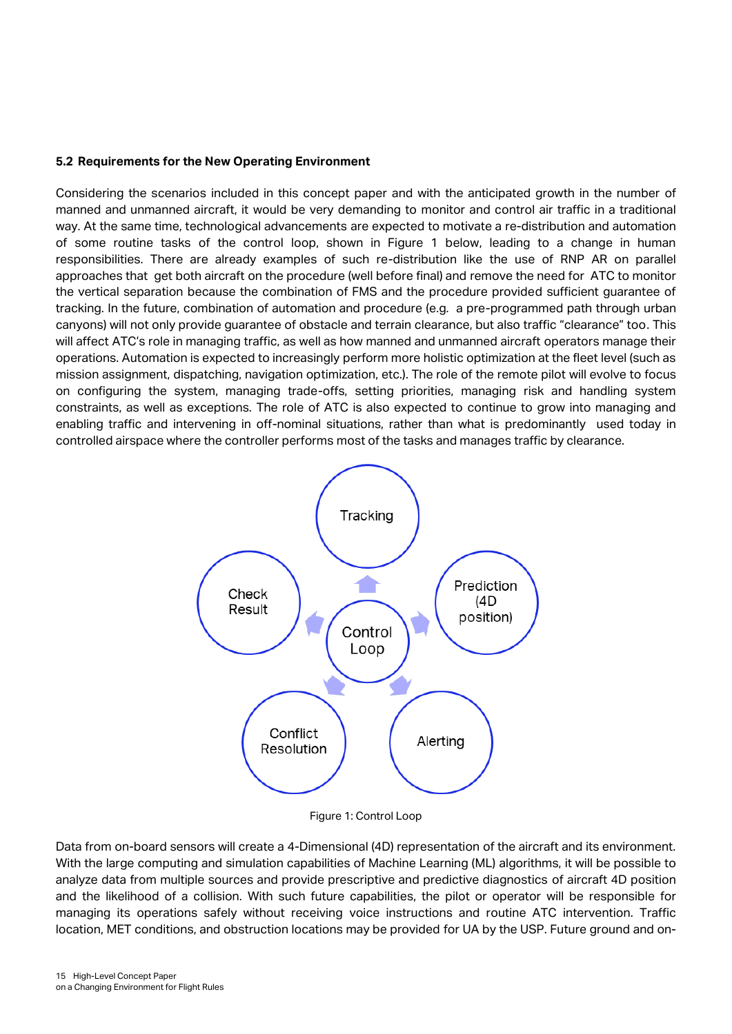### 5.2 Requirements for the New Operating Environment

Considering the scenarios included in this concept paper and with the anticipated growth in the number of manned and unmanned aircraft, it would be very demanding to monitor and control air traffic in a traditional way. At the same time, technological advancements are expected to motivate a re-distribution and automation of some routine tasks of the control loop, shown in Figure 1 below, leading to a change in human responsibilities. There are already examples of such re-distribution like the use of RNP AR on parallel approaches that get both aircraft on the procedure (well before final) and remove the need for ATC to monitor the vertical separation because the combination of FMS and the procedure provided sufficient guarantee of tracking. In the future, combination of automation and procedure (e.g. a pre-programmed path through urban canyons) will not only provide guarantee of obstacle and terrain clearance, but also traffic "clearance" too. This will affect ATC's role in managing traffic, as well as how manned and unmanned aircraft operators manage their operations. Automation is expected to increasingly perform more holistic optimization at the fleet level (such as mission assignment, dispatching, navigation optimization, etc.). The role of the remote pilot will evolve to focus on configuring the system, managing trade-offs, setting priorities, managing risk and handling system constraints, as well as exceptions. The role of ATC is also expected to continue to grow into managing and enabling traffic and intervening in off-nominal situations, rather than what is predominantly used today in controlled airspace where the controller performs most of the tasks and manages traffic by clearance.

Control Loop: Tracking → Prediction (4D position) → Alerting → Conflict Resolution → Check Result

Figure 1: Control Loop

Data from on-board sensors will create a 4-Dimensional (4D) representation of the aircraft and its environment. With the large computing and simulation capabilities of Machine Learning (ML) algorithms, it will be possible to analyze data from multiple sources and provide prescriptive and predictive diagnostics of aircraft 4D position and the likelihood of a collision. With such future capabilities, the pilot or operator will be responsible for managing its operations safely without receiving voice instructions and routine ATC intervention. Traffic location, MET conditions, and obstruction locations may be provided for UA by the USP. Future ground and on-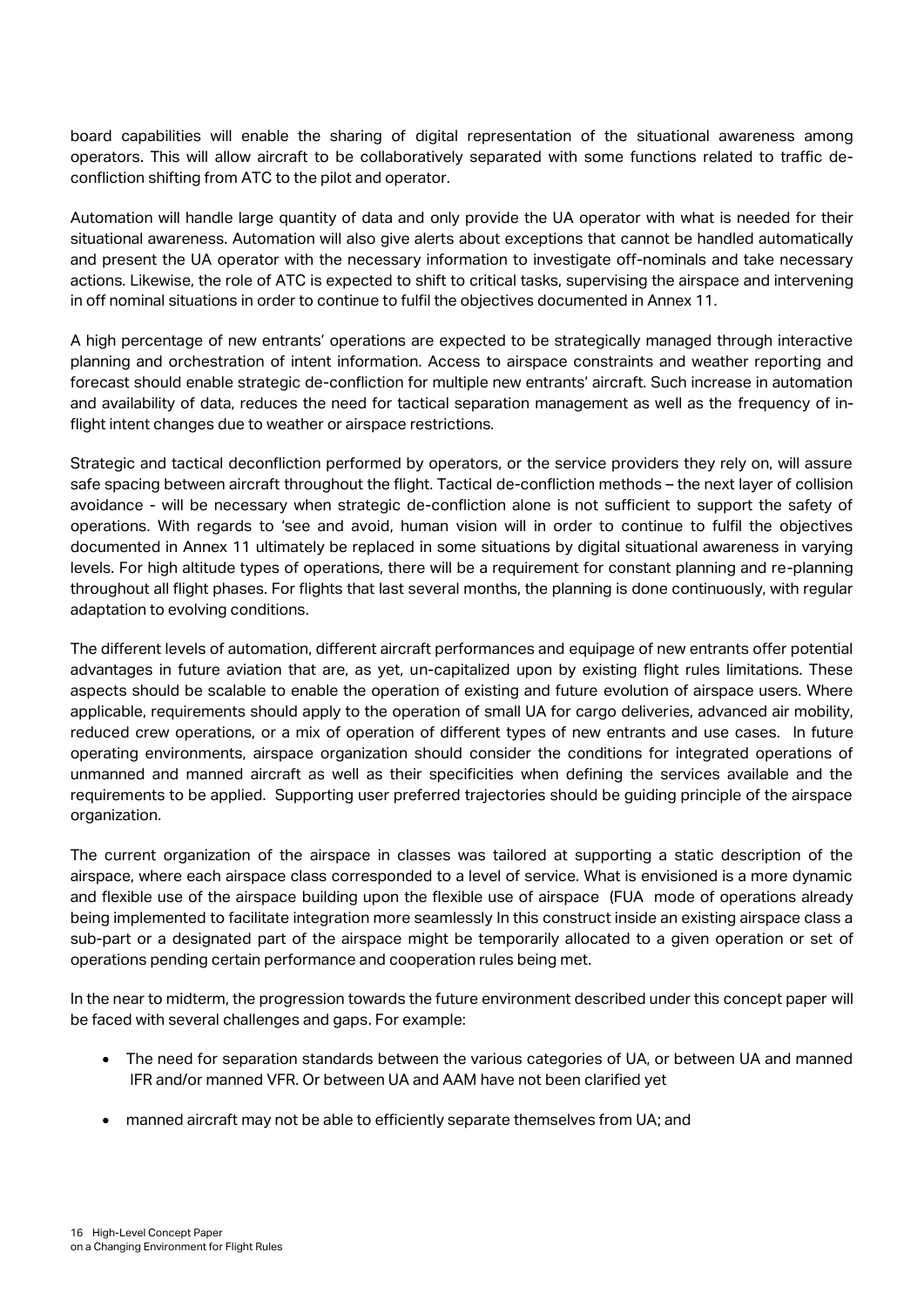board capabilities will enable the sharing of digital representation of the situational awareness among operators. This will allow aircraft to be collaboratively separated with some functions related to traffic de-confliction shifting from ATC to the pilot and operator.

Automation will handle large quantity of data and only provide the UA operator with what is needed for their situational awareness. Automation will also give alerts about exceptions that cannot be handled automatically and present the UA operator with the necessary information to investigate off-nominals and take necessary actions. Likewise, the role of ATC is expected to shift to critical tasks, supervising the airspace and intervening in off nominal situations in order to continue to fulfil the objectives documented in Annex 11.

A high percentage of new entrants' operations are expected to be strategically managed through interactive planning and orchestration of intent information. Access to airspace constraints and weather reporting and forecast should enable strategic de-confliction for multiple new entrants' aircraft. Such increase in automation and availability of data, reduces the need for tactical separation management as well as the frequency of in-flight intent changes due to weather or airspace restrictions.

Strategic and tactical deconfliction performed by operators, or the service providers they rely on, will assure safe spacing between aircraft throughout the flight. Tactical de-confliction methods – the next layer of collision avoidance - will be necessary when strategic de-confliction alone is not sufficient to support the safety of operations. With regards to 'see and avoid, human vision will in order to continue to fulfil the objectives documented in Annex 11 ultimately be replaced in some situations by digital situational awareness in varying levels. For high altitude types of operations, there will be a requirement for constant planning and re-planning throughout all flight phases. For flights that last several months, the planning is done continuously, with regular adaptation to evolving conditions.

The different levels of automation, different aircraft performances and equipage of new entrants offer potential advantages in future aviation that are, as yet, un-capitalized upon by existing flight rules limitations. These aspects should be scalable to enable the operation of existing and future evolution of airspace users. Where applicable, requirements should apply to the operation of small UA for cargo deliveries, advanced air mobility, reduced crew operations, or a mix of operation of different types of new entrants and use cases. In future operating environments, airspace organization should consider the conditions for integrated operations of unmanned and manned aircraft as well as their specificities when defining the services available and the requirements to be applied. Supporting user preferred trajectories should be guiding principle of the airspace organization.

The current organization of the airspace in classes was tailored at supporting a static description of the airspace, where each airspace class corresponded to a level of service. What is envisioned is a more dynamic and flexible use of the airspace building upon the flexible use of airspace (FUA mode of operations already being implemented to facilitate integration more seamlessly In this construct inside an existing airspace class a sub-part or a designated part of the airspace might be temporarily allocated to a given operation or set of operations pending certain performance and cooperation rules being met.

In the near to midterm, the progression towards the future environment described under this concept paper will be faced with several challenges and gaps. For example:

- The need for separation standards between the various categories of UA, or between UA and manned IFR and/or manned VFR. Or between UA and AAM have not been clarified yet
- manned aircraft may not be able to efficiently separate themselves from UA; and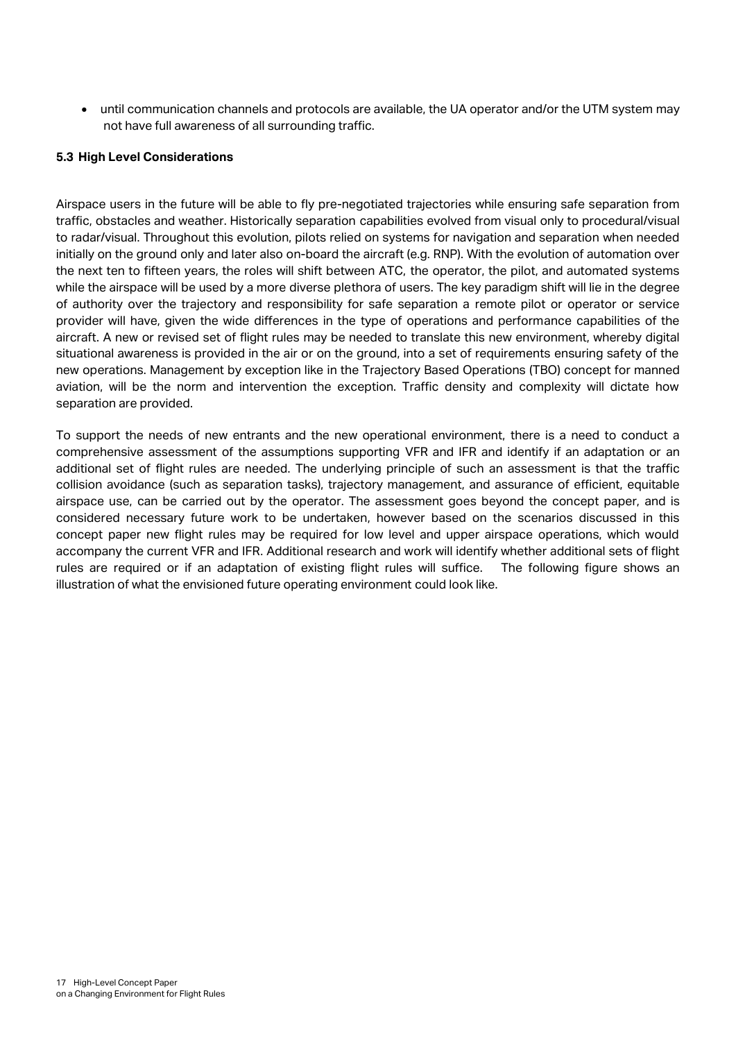- until communication channels and protocols are available, the UA operator and/or the UTM system may not have full awareness of all surrounding traffic.

### 5.3 High Level Considerations

Airspace users in the future will be able to fly pre-negotiated trajectories while ensuring safe separation from traffic, obstacles and weather. Historically separation capabilities evolved from visual only to procedural/visual to radar/visual. Throughout this evolution, pilots relied on systems for navigation and separation when needed initially on the ground only and later also on-board the aircraft (e.g. RNP). With the evolution of automation over the next ten to fifteen years, the roles will shift between ATC, the operator, the pilot, and automated systems while the airspace will be used by a more diverse plethora of users. The key paradigm shift will lie in the degree of authority over the trajectory and responsibility for safe separation a remote pilot or operator or service provider will have, given the wide differences in the type of operations and performance capabilities of the aircraft. A new or revised set of flight rules may be needed to translate this new environment, whereby digital situational awareness is provided in the air or on the ground, into a set of requirements ensuring safety of the new operations. Management by exception like in the Trajectory Based Operations (TBO) concept for manned aviation, will be the norm and intervention the exception. Traffic density and complexity will dictate how separation are provided.

To support the needs of new entrants and the new operational environment, there is a need to conduct a comprehensive assessment of the assumptions supporting VFR and IFR and identify if an adaptation or an additional set of flight rules are needed. The underlying principle of such an assessment is that the traffic collision avoidance (such as separation tasks), trajectory management, and assurance of efficient, equitable airspace use, can be carried out by the operator. The assessment goes beyond the concept paper, and is considered necessary future work to be undertaken, however based on the scenarios discussed in this concept paper new flight rules may be required for low level and upper airspace operations, which would accompany the current VFR and IFR. Additional research and work will identify whether additional sets of flight rules are required or if an adaptation of existing flight rules will suffice. The following figure shows an illustration of what the envisioned future operating environment could look like.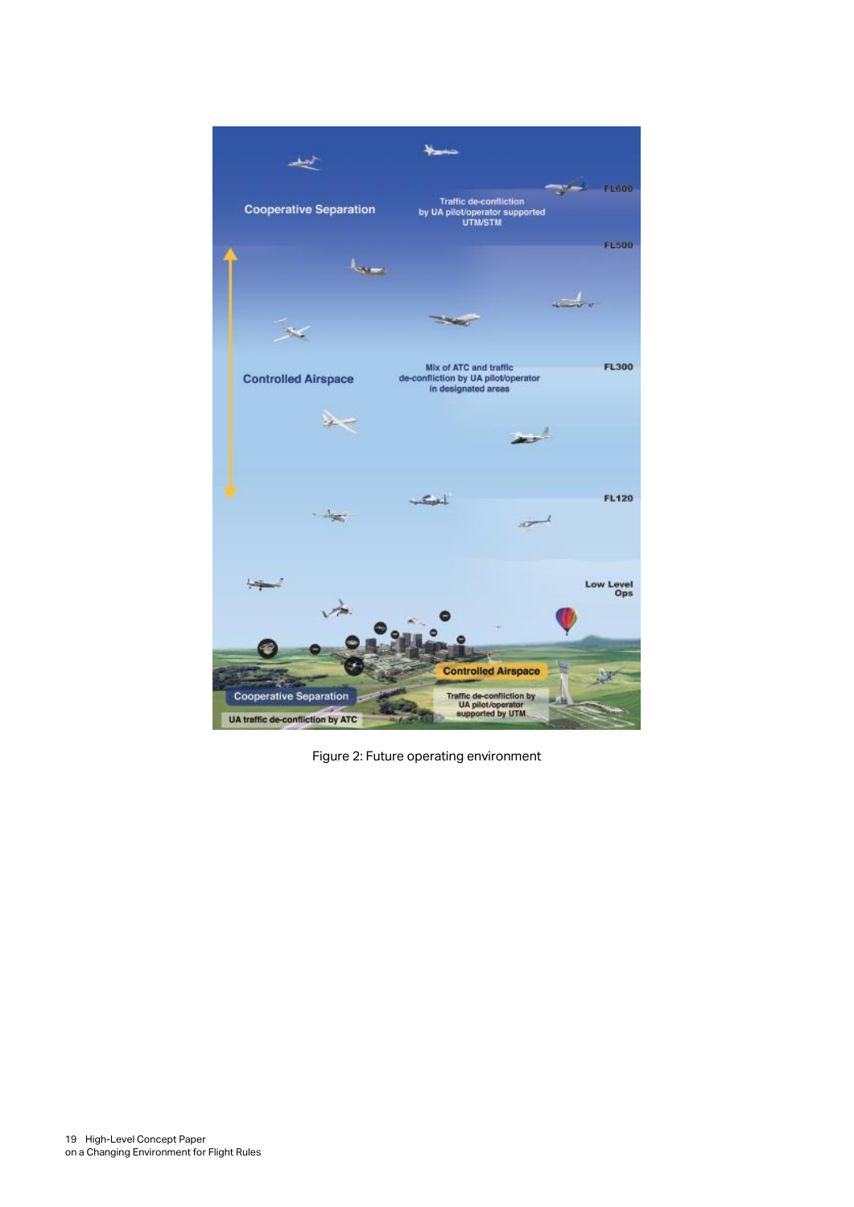Figure 2: Future operating environment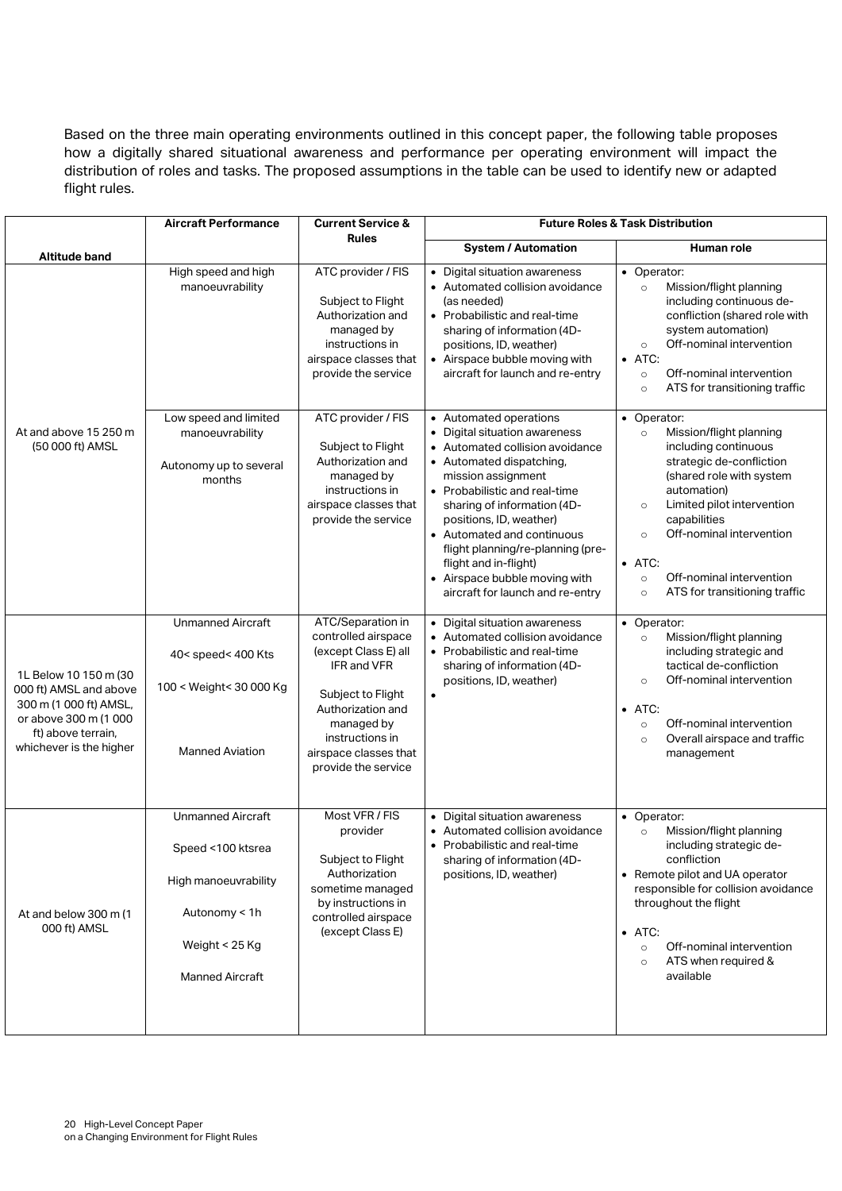Based on the three main operating environments outlined in this concept paper, the following table proposes how a digitally shared situational awareness and performance per operating environment will impact the distribution of roles and tasks. The proposed assumptions in the table can be used to identify new or adapted flight rules.

| Altitude band | Aircraft Performance | Current Service & Rules | Future Roles & Task Distribution | |
|---|---|---|---|---|
| | | | System / Automation | Human role |
| At and above 15 250 m (50 000 ft) AMSL | High speed and high manoeuvrability | ATC provider / FIS<br><br>Subject to Flight Authorization and managed by instructions in airspace classes that provide the service | • Digital situation awareness<br>• Automated collision avoidance (as needed)<br>• Probabilistic and real-time sharing of information (4D-positions, ID, weather)<br>• Airspace bubble moving with aircraft for launch and re-entry | • Operator:<br>  ○ Mission/flight planning including continuous de-confliction (shared role with system automation)<br>  ○ Off-nominal intervention<br>• ATC:<br>  ○ Off-nominal intervention<br>  ○ ATS for transitioning traffic |
| | Low speed and limited manoeuvrability<br><br>Autonomy up to several months | ATC provider / FIS<br><br>Subject to Flight Authorization and managed by instructions in airspace classes that provide the service | • Automated operations<br>• Digital situation awareness<br>• Automated collision avoidance<br>• Automated dispatching, mission assignment<br>• Probabilistic and real-time sharing of information (4D-positions, ID, weather)<br>• Automated and continuous flight planning/re-planning (pre-flight and in-flight)<br>• Airspace bubble moving with aircraft for launch and re-entry | • Operator:<br>  ○ Mission/flight planning including continuous strategic de-confliction (shared role with system automation)<br>  ○ Limited pilot intervention capabilities<br>  ○ Off-nominal intervention<br>• ATC:<br>  ○ Off-nominal intervention<br>  ○ ATS for transitioning traffic |
| 1L Below 10 150 m (30 000 ft) AMSL and above 300 m (1 000 ft) AMSL, or above 300 m (1 000 ft) above terrain, whichever is the higher | Unmanned Aircraft<br><br>40< speed< 400 Kts<br><br>100 < Weight< 30 000 Kg<br><br>Manned Aviation | ATC/Separation in controlled airspace (except Class E) all IFR and VFR<br><br>Subject to Flight Authorization and managed by instructions in airspace classes that provide the service | • Digital situation awareness<br>• Automated collision avoidance<br>• Probabilistic and real-time sharing of information (4D-positions, ID, weather)<br>• | • Operator:<br>  ○ Mission/flight planning including strategic and tactical de-confliction<br>  ○ Off-nominal intervention<br>• ATC:<br>  ○ Off-nominal intervention<br>  ○ Overall airspace and traffic management |
| At and below 300 m (1 000 ft) AMSL | Unmanned Aircraft<br><br>Speed <100 ktsrea<br><br>High manoeuvrability<br><br>Autonomy < 1h<br><br>Weight < 25 Kg<br><br>Manned Aircraft | Most VFR / FIS provider<br><br>Subject to Flight Authorization sometime managed by instructions in controlled airspace (except Class E) | • Digital situation awareness<br>• Automated collision avoidance<br>• Probabilistic and real-time sharing of information (4D-positions, ID, weather) | • Operator:<br>  ○ Mission/flight planning including strategic de-confliction<br>• Remote pilot and UA operator responsible for collision avoidance throughout the flight<br>• ATC:<br>  ○ Off-nominal intervention<br>  ○ ATS when required & available |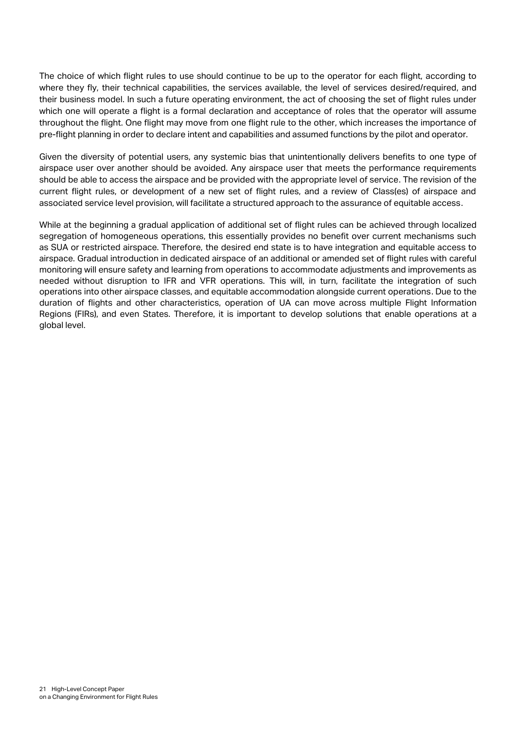The choice of which flight rules to use should continue to be up to the operator for each flight, according to where they fly, their technical capabilities, the services available, the level of services desired/required, and their business model. In such a future operating environment, the act of choosing the set of flight rules under which one will operate a flight is a formal declaration and acceptance of roles that the operator will assume throughout the flight. One flight may move from one flight rule to the other, which increases the importance of pre-flight planning in order to declare intent and capabilities and assumed functions by the pilot and operator.

Given the diversity of potential users, any systemic bias that unintentionally delivers benefits to one type of airspace user over another should be avoided. Any airspace user that meets the performance requirements should be able to access the airspace and be provided with the appropriate level of service. The revision of the current flight rules, or development of a new set of flight rules, and a review of Class(es) of airspace and associated service level provision, will facilitate a structured approach to the assurance of equitable access.

While at the beginning a gradual application of additional set of flight rules can be achieved through localized segregation of homogeneous operations, this essentially provides no benefit over current mechanisms such as SUA or restricted airspace. Therefore, the desired end state is to have integration and equitable access to airspace. Gradual introduction in dedicated airspace of an additional or amended set of flight rules with careful monitoring will ensure safety and learning from operations to accommodate adjustments and improvements as needed without disruption to IFR and VFR operations. This will, in turn, facilitate the integration of such operations into other airspace classes, and equitable accommodation alongside current operations. Due to the duration of flights and other characteristics, operation of UA can move across multiple Flight Information Regions (FIRs), and even States. Therefore, it is important to develop solutions that enable operations at a global level.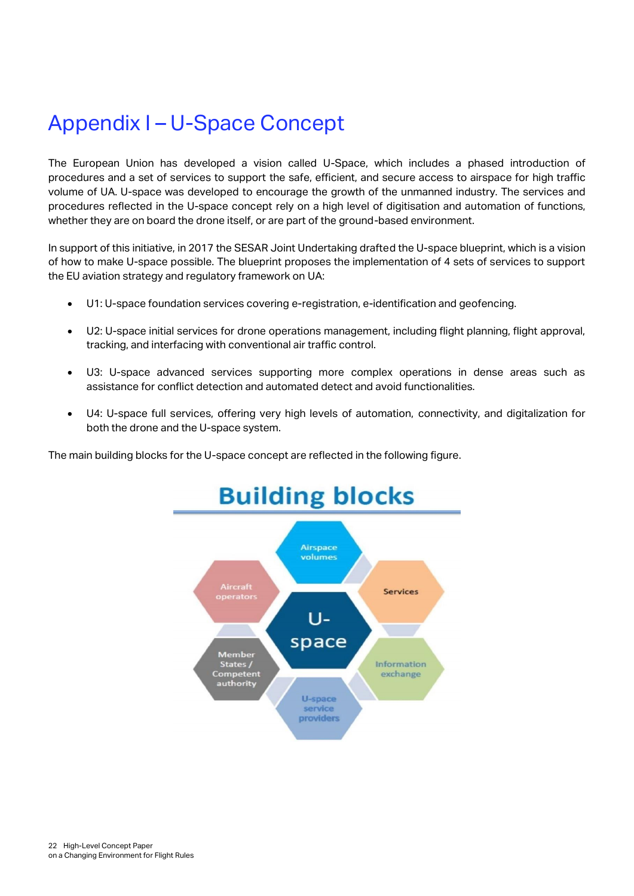# Appendix I – U-Space Concept

The European Union has developed a vision called U-Space, which includes a phased introduction of procedures and a set of services to support the safe, efficient, and secure access to airspace for high traffic volume of UA. U-space was developed to encourage the growth of the unmanned industry. The services and procedures reflected in the U-space concept rely on a high level of digitisation and automation of functions, whether they are on board the drone itself, or are part of the ground-based environment.

In support of this initiative, in 2017 the SESAR Joint Undertaking drafted the U-space blueprint, which is a vision of how to make U-space possible. The blueprint proposes the implementation of 4 sets of services to support the EU aviation strategy and regulatory framework on UA:

- U1: U-space foundation services covering e-registration, e-identification and geofencing.
- U2: U-space initial services for drone operations management, including flight planning, flight approval, tracking, and interfacing with conventional air traffic control.
- U3: U-space advanced services supporting more complex operations in dense areas such as assistance for conflict detection and automated detect and avoid functionalities.
- U4: U-space full services, offering very high levels of automation, connectivity, and digitalization for both the drone and the U-space system.

The main building blocks for the U-space concept are reflected in the following figure.

**Building blocks**

- U-space
- Airspace volumes
- Services
- Information exchange
- U-space service providers
- Member States / Competent authority
- Aircraft operators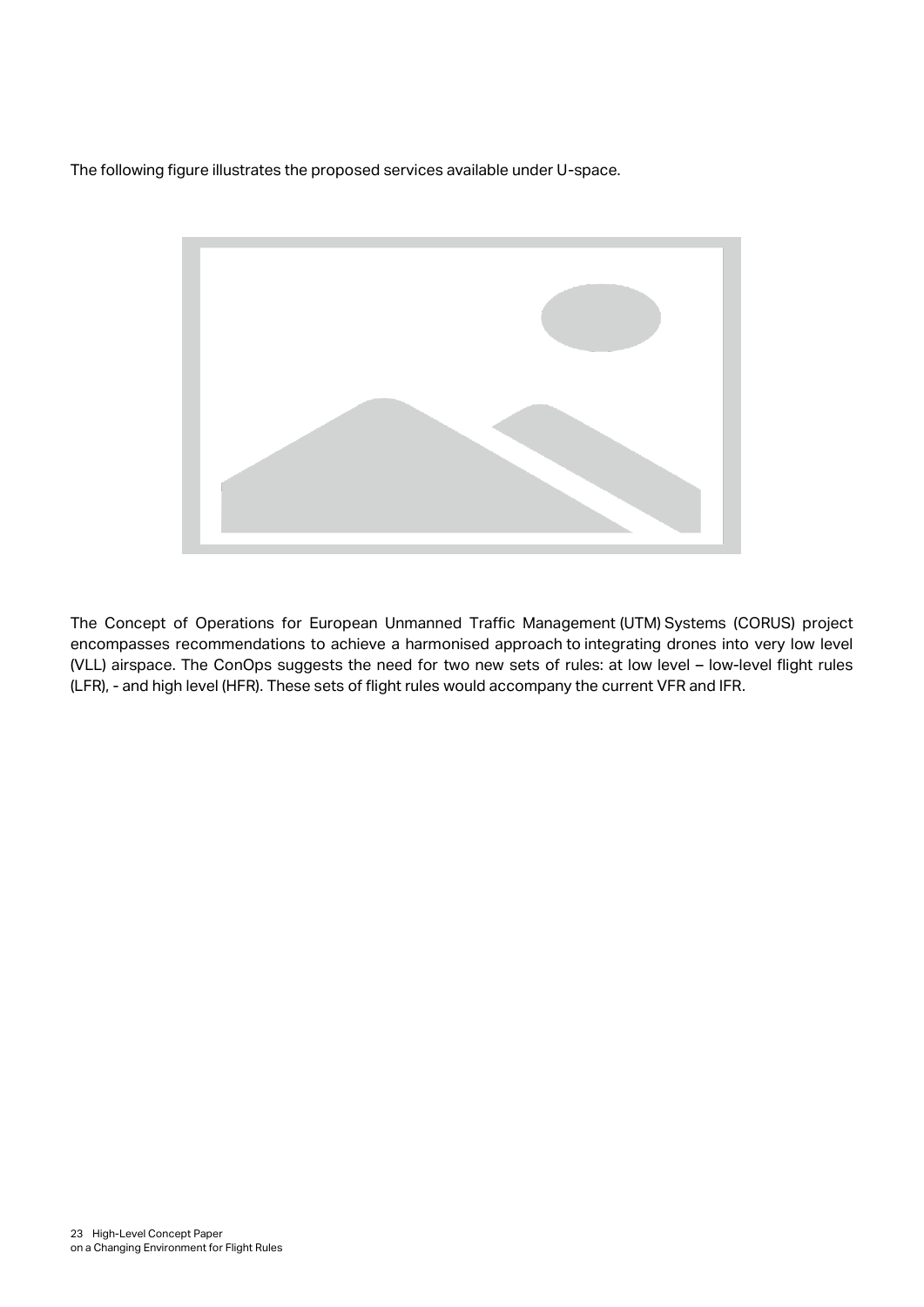The following figure illustrates the proposed services available under U-space.

The Concept of Operations for European Unmanned Traffic Management (UTM) Systems (CORUS) project encompasses recommendations to achieve a harmonised approach to integrating drones into very low level (VLL) airspace. The ConOps suggests the need for two new sets of rules: at low level – low-level flight rules (LFR), - and high level (HFR). These sets of flight rules would accompany the current VFR and IFR.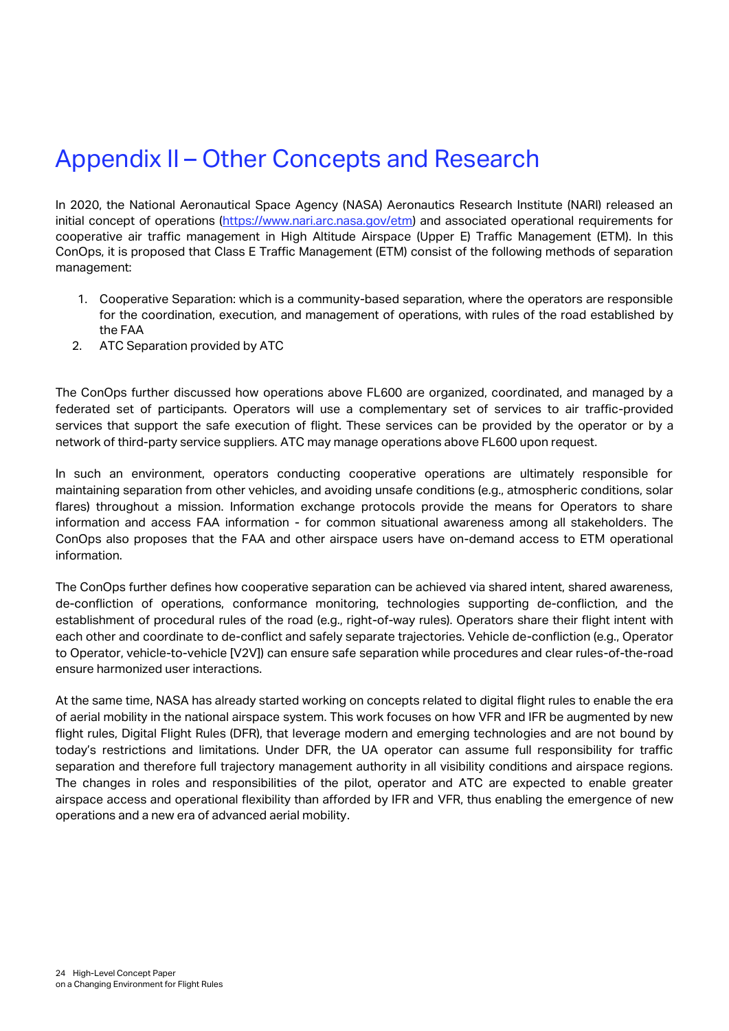# Appendix II – Other Concepts and Research

In 2020, the National Aeronautical Space Agency (NASA) Aeronautics Research Institute (NARI) released an initial concept of operations (https://www.nari.arc.nasa.gov/etm) and associated operational requirements for cooperative air traffic management in High Altitude Airspace (Upper E) Traffic Management (ETM). In this ConOps, it is proposed that Class E Traffic Management (ETM) consist of the following methods of separation management:

1. Cooperative Separation: which is a community-based separation, where the operators are responsible for the coordination, execution, and management of operations, with rules of the road established by the FAA
2. ATC Separation provided by ATC

The ConOps further discussed how operations above FL600 are organized, coordinated, and managed by a federated set of participants. Operators will use a complementary set of services to air traffic-provided services that support the safe execution of flight. These services can be provided by the operator or by a network of third-party service suppliers. ATC may manage operations above FL600 upon request.

In such an environment, operators conducting cooperative operations are ultimately responsible for maintaining separation from other vehicles, and avoiding unsafe conditions (e.g., atmospheric conditions, solar flares) throughout a mission. Information exchange protocols provide the means for Operators to share information and access FAA information - for common situational awareness among all stakeholders. The ConOps also proposes that the FAA and other airspace users have on-demand access to ETM operational information.

The ConOps further defines how cooperative separation can be achieved via shared intent, shared awareness, de-confliction of operations, conformance monitoring, technologies supporting de-confliction, and the establishment of procedural rules of the road (e.g., right-of-way rules). Operators share their flight intent with each other and coordinate to de-conflict and safely separate trajectories. Vehicle de-confliction (e.g., Operator to Operator, vehicle-to-vehicle [V2V]) can ensure safe separation while procedures and clear rules-of-the-road ensure harmonized user interactions.

At the same time, NASA has already started working on concepts related to digital flight rules to enable the era of aerial mobility in the national airspace system. This work focuses on how VFR and IFR be augmented by new flight rules, Digital Flight Rules (DFR), that leverage modern and emerging technologies and are not bound by today's restrictions and limitations. Under DFR, the UA operator can assume full responsibility for traffic separation and therefore full trajectory management authority in all visibility conditions and airspace regions. The changes in roles and responsibilities of the pilot, operator and ATC are expected to enable greater airspace access and operational flexibility than afforded by IFR and VFR, thus enabling the emergence of new operations and a new era of advanced aerial mobility.